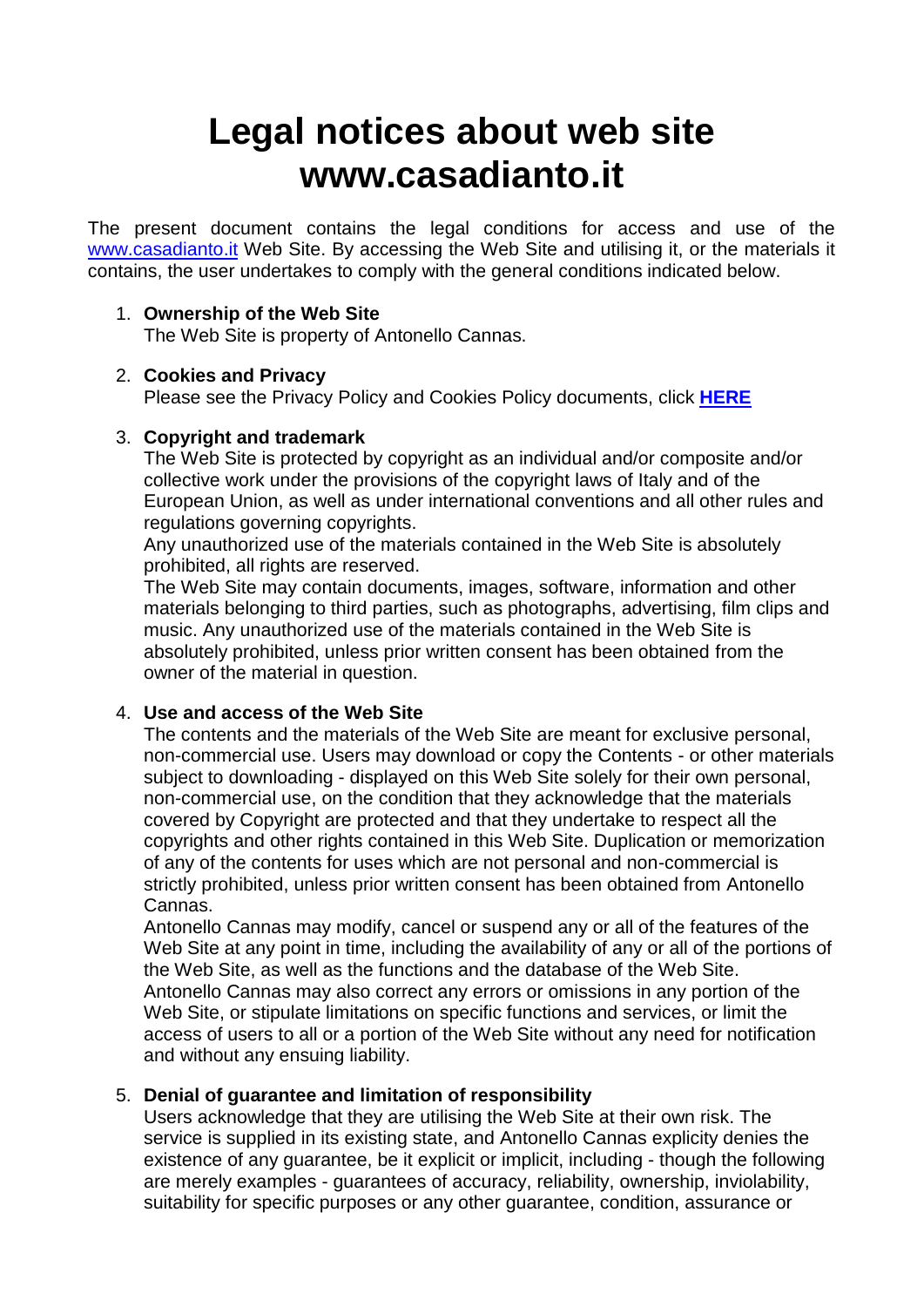# Legal notices about web site www.casadianto.it

The present document contains the legal conditions for access and use of the www.casadianto.it Web Site. By accessing the Web Site and utilising it, or the materials it contains, the user undertakes to comply with the general conditions indicated below.

1. **Ownership of the Web Site**
   The Web Site is property of Antonello Cannas.

2. **Cookies and Privacy**
   Please see the Privacy Policy and Cookies Policy documents, click **HERE**

3. **Copyright and trademark**
   The Web Site is protected by copyright as an individual and/or composite and/or collective work under the provisions of the copyright laws of Italy and of the European Union, as well as under international conventions and all other rules and regulations governing copyrights.
   Any unauthorized use of the materials contained in the Web Site is absolutely prohibited, all rights are reserved.
   The Web Site may contain documents, images, software, information and other materials belonging to third parties, such as photographs, advertising, film clips and music. Any unauthorized use of the materials contained in the Web Site is absolutely prohibited, unless prior written consent has been obtained from the owner of the material in question.

4. **Use and access of the Web Site**
   The contents and the materials of the Web Site are meant for exclusive personal, non-commercial use. Users may download or copy the Contents - or other materials subject to downloading - displayed on this Web Site solely for their own personal, non-commercial use, on the condition that they acknowledge that the materials covered by Copyright are protected and that they undertake to respect all the copyrights and other rights contained in this Web Site. Duplication or memorization of any of the contents for uses which are not personal and non-commercial is strictly prohibited, unless prior written consent has been obtained from Antonello Cannas.
   Antonello Cannas may modify, cancel or suspend any or all of the features of the Web Site at any point in time, including the availability of any or all of the portions of the Web Site, as well as the functions and the database of the Web Site.
   Antonello Cannas may also correct any errors or omissions in any portion of the Web Site, or stipulate limitations on specific functions and services, or limit the access of users to all or a portion of the Web Site without any need for notification and without any ensuing liability.

5. **Denial of guarantee and limitation of responsibility**
   Users acknowledge that they are utilising the Web Site at their own risk. The service is supplied in its existing state, and Antonello Cannas explicity denies the existence of any guarantee, be it explicit or implicit, including - though the following are merely examples - guarantees of accuracy, reliability, ownership, inviolability, suitability for specific purposes or any other guarantee, condition, assurance or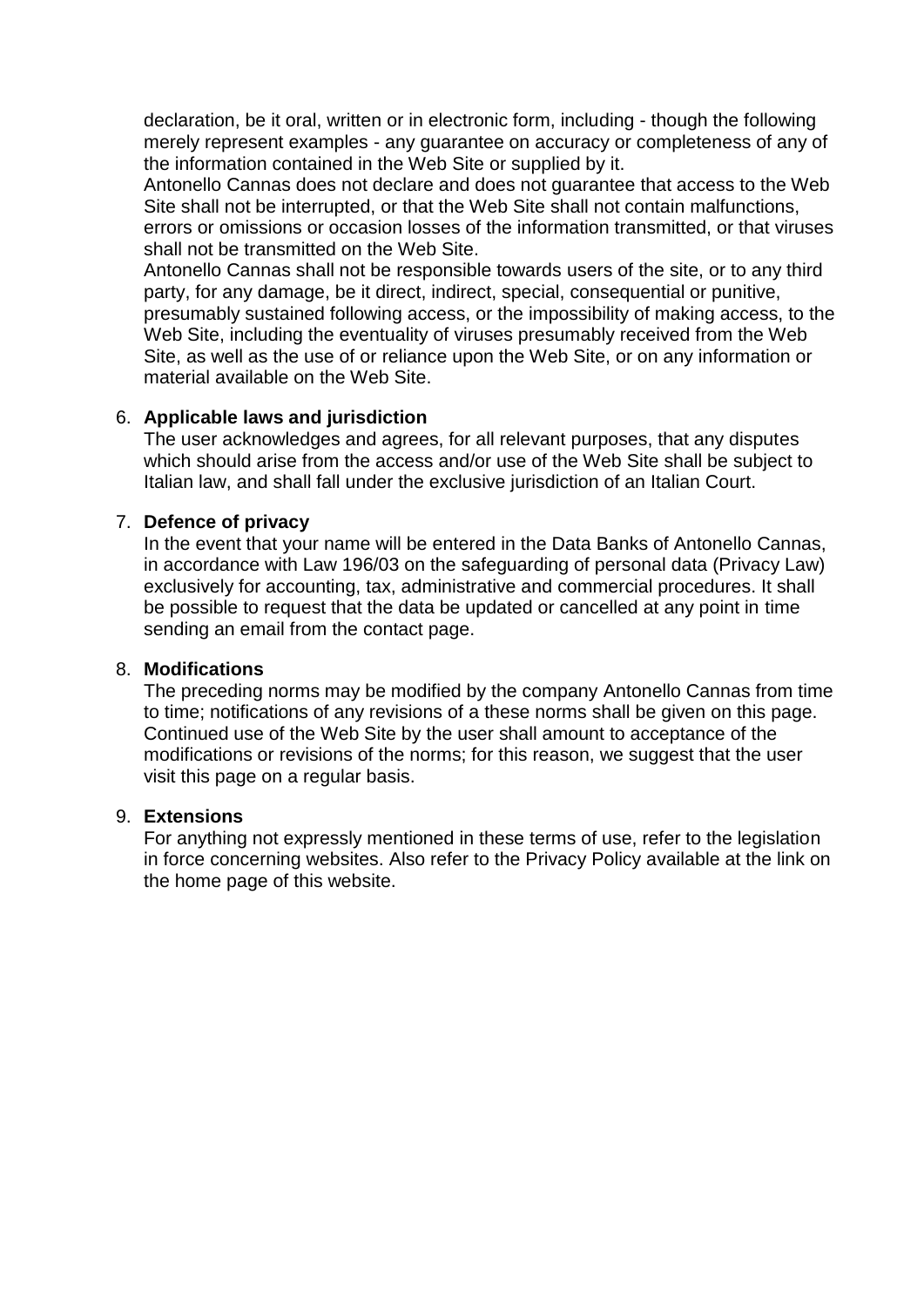declaration, be it oral, written or in electronic form, including - though the following merely represent examples - any guarantee on accuracy or completeness of any of the information contained in the Web Site or supplied by it.

Antonello Cannas does not declare and does not guarantee that access to the Web Site shall not be interrupted, or that the Web Site shall not contain malfunctions, errors or omissions or occasion losses of the information transmitted, or that viruses shall not be transmitted on the Web Site.

Antonello Cannas shall not be responsible towards users of the site, or to any third party, for any damage, be it direct, indirect, special, consequential or punitive, presumably sustained following access, or the impossibility of making access, to the Web Site, including the eventuality of viruses presumably received from the Web Site, as well as the use of or reliance upon the Web Site, or on any information or material available on the Web Site.

6. **Applicable laws and jurisdiction**

   The user acknowledges and agrees, for all relevant purposes, that any disputes which should arise from the access and/or use of the Web Site shall be subject to Italian law, and shall fall under the exclusive jurisdiction of an Italian Court.

7. **Defence of privacy**

   In the event that your name will be entered in the Data Banks of Antonello Cannas, in accordance with Law 196/03 on the safeguarding of personal data (Privacy Law) exclusively for accounting, tax, administrative and commercial procedures. It shall be possible to request that the data be updated or cancelled at any point in time sending an email from the contact page.

8. **Modifications**

   The preceding norms may be modified by the company Antonello Cannas from time to time; notifications of any revisions of a these norms shall be given on this page. Continued use of the Web Site by the user shall amount to acceptance of the modifications or revisions of the norms; for this reason, we suggest that the user visit this page on a regular basis.

9. **Extensions**

   For anything not expressly mentioned in these terms of use, refer to the legislation in force concerning websites. Also refer to the Privacy Policy available at the link on the home page of this website.